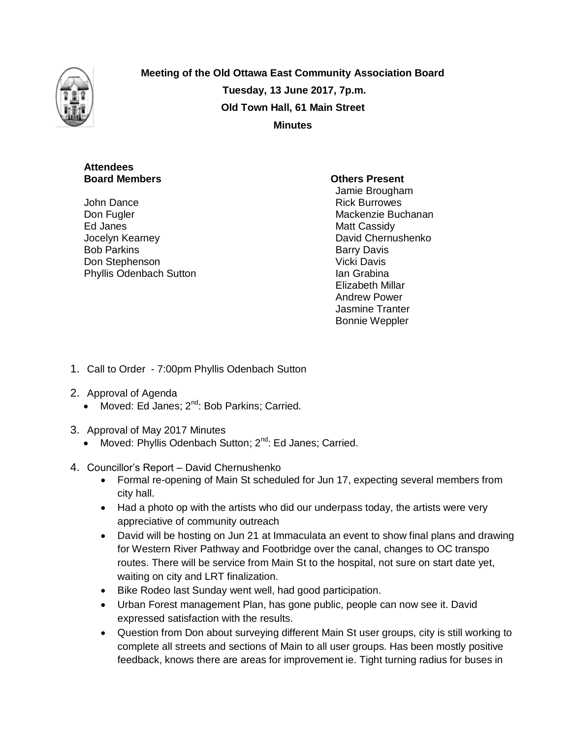**Meeting of the Old Ottawa East Community Association Board**

**Tuesday, 13 June 2017, 7p.m.**

**Old Town Hall, 61 Main Street**

**Minutes**

**Attendees**

**Board Members**

John Dance
Don Fugler
Ed Janes
Jocelyn Kearney
Bob Parkins
Don Stephenson
Phyllis Odenbach Sutton

**Others Present**

Jamie Brougham
Rick Burrowes
Mackenzie Buchanan
Matt Cassidy
David Chernushenko
Barry Davis
Vicki Davis
Ian Grabina
Elizabeth Millar
Andrew Power
Jasmine Tranter
Bonnie Weppler

1. Call to Order - 7:00pm Phyllis Odenbach Sutton
2. Approval of Agenda
   - Moved: Ed Janes; 2nd: Bob Parkins; Carried.
3. Approval of May 2017 Minutes
   - Moved: Phyllis Odenbach Sutton; 2nd: Ed Janes; Carried.
4. Councillor's Report – David Chernushenko
   - Formal re-opening of Main St scheduled for Jun 17, expecting several members from city hall.
   - Had a photo op with the artists who did our underpass today, the artists were very appreciative of community outreach
   - David will be hosting on Jun 21 at Immaculata an event to show final plans and drawing for Western River Pathway and Footbridge over the canal, changes to OC transpo routes. There will be service from Main St to the hospital, not sure on start date yet, waiting on city and LRT finalization.
   - Bike Rodeo last Sunday went well, had good participation.
   - Urban Forest management Plan, has gone public, people can now see it. David expressed satisfaction with the results.
   - Question from Don about surveying different Main St user groups, city is still working to complete all streets and sections of Main to all user groups. Has been mostly positive feedback, knows there are areas for improvement ie. Tight turning radius for buses in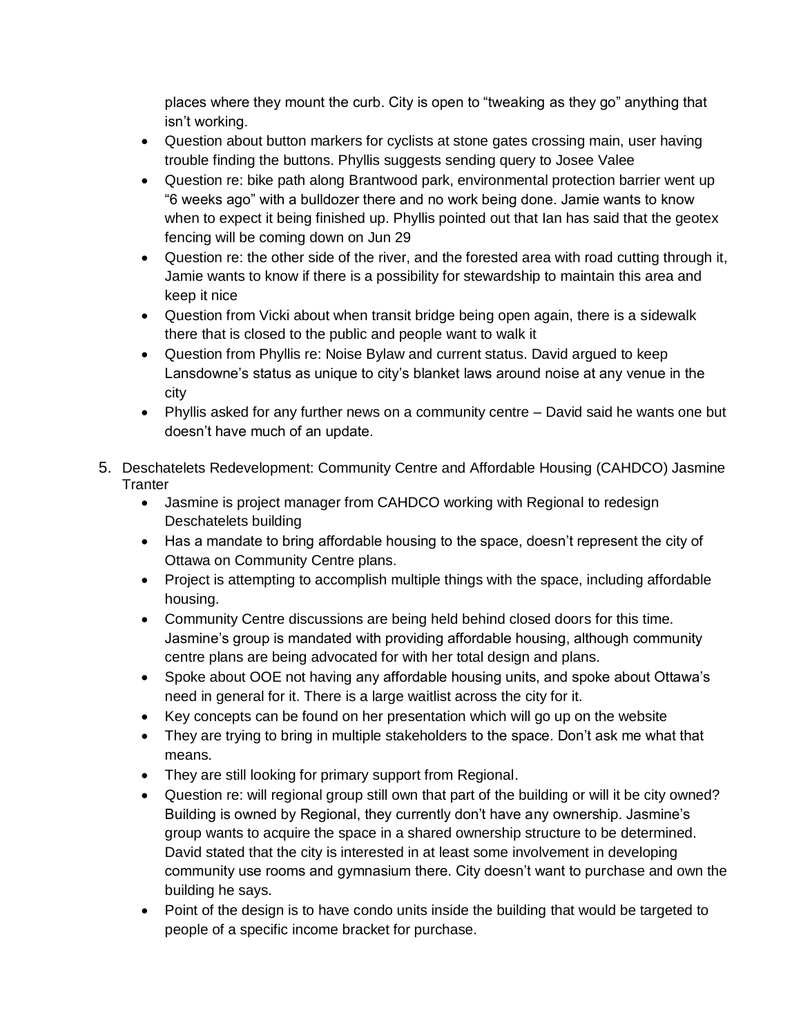places where they mount the curb. City is open to "tweaking as they go" anything that isn't working.

- Question about button markers for cyclists at stone gates crossing main, user having trouble finding the buttons. Phyllis suggests sending query to Josee Valee
- Question re: bike path along Brantwood park, environmental protection barrier went up "6 weeks ago" with a bulldozer there and no work being done. Jamie wants to know when to expect it being finished up. Phyllis pointed out that Ian has said that the geotex fencing will be coming down on Jun 29
- Question re: the other side of the river, and the forested area with road cutting through it, Jamie wants to know if there is a possibility for stewardship to maintain this area and keep it nice
- Question from Vicki about when transit bridge being open again, there is a sidewalk there that is closed to the public and people want to walk it
- Question from Phyllis re: Noise Bylaw and current status. David argued to keep Lansdowne's status as unique to city's blanket laws around noise at any venue in the city
- Phyllis asked for any further news on a community centre – David said he wants one but doesn't have much of an update.

5. Deschatelets Redevelopment: Community Centre and Affordable Housing (CAHDCO) Jasmine Tranter
   - Jasmine is project manager from CAHDCO working with Regional to redesign Deschatelets building
   - Has a mandate to bring affordable housing to the space, doesn't represent the city of Ottawa on Community Centre plans.
   - Project is attempting to accomplish multiple things with the space, including affordable housing.
   - Community Centre discussions are being held behind closed doors for this time. Jasmine's group is mandated with providing affordable housing, although community centre plans are being advocated for with her total design and plans.
   - Spoke about OOE not having any affordable housing units, and spoke about Ottawa's need in general for it. There is a large waitlist across the city for it.
   - Key concepts can be found on her presentation which will go up on the website
   - They are trying to bring in multiple stakeholders to the space. Don't ask me what that means.
   - They are still looking for primary support from Regional.
   - Question re: will regional group still own that part of the building or will it be city owned? Building is owned by Regional, they currently don't have any ownership. Jasmine's group wants to acquire the space in a shared ownership structure to be determined. David stated that the city is interested in at least some involvement in developing community use rooms and gymnasium there. City doesn't want to purchase and own the building he says.
   - Point of the design is to have condo units inside the building that would be targeted to people of a specific income bracket for purchase.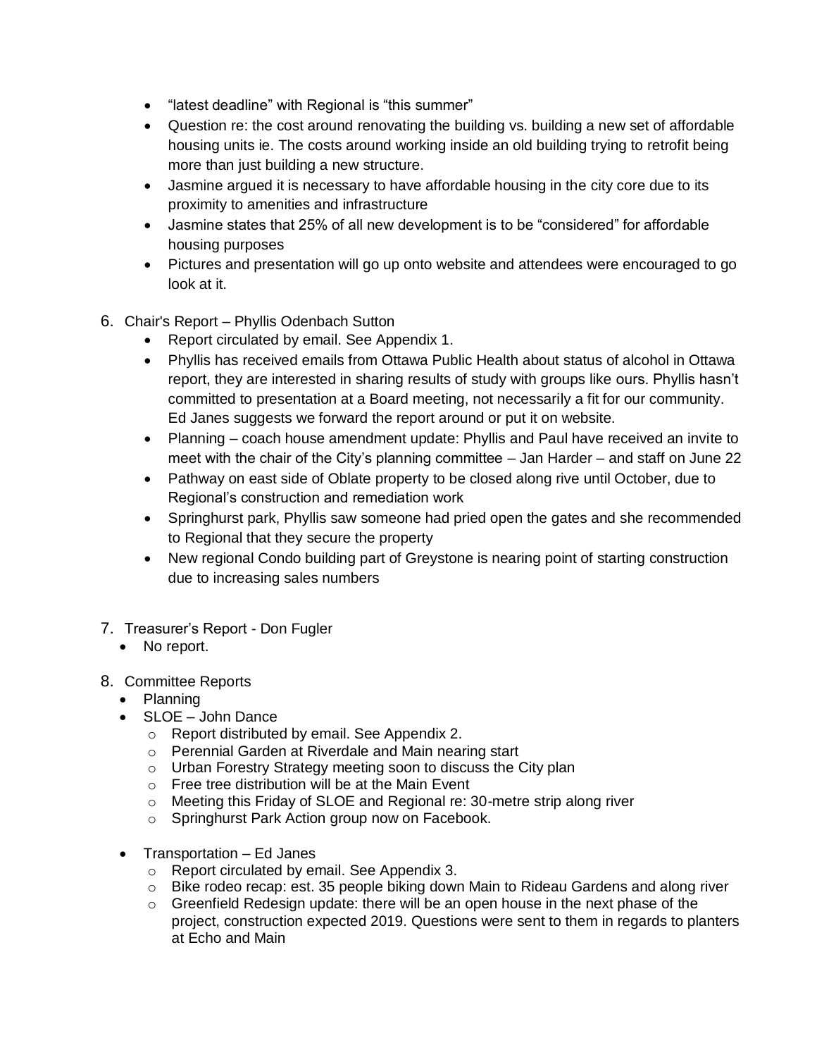- “latest deadline” with Regional is “this summer”
- Question re: the cost around renovating the building vs. building a new set of affordable housing units ie. The costs around working inside an old building trying to retrofit being more than just building a new structure.
- Jasmine argued it is necessary to have affordable housing in the city core due to its proximity to amenities and infrastructure
- Jasmine states that 25% of all new development is to be “considered” for affordable housing purposes
- Pictures and presentation will go up onto website and attendees were encouraged to go look at it.

6. Chair's Report – Phyllis Odenbach Sutton
   - Report circulated by email. See Appendix 1.
   - Phyllis has received emails from Ottawa Public Health about status of alcohol in Ottawa report, they are interested in sharing results of study with groups like ours. Phyllis hasn’t committed to presentation at a Board meeting, not necessarily a fit for our community. Ed Janes suggests we forward the report around or put it on website.
   - Planning – coach house amendment update: Phyllis and Paul have received an invite to meet with the chair of the City’s planning committee – Jan Harder – and staff on June 22
   - Pathway on east side of Oblate property to be closed along rive until October, due to Regional’s construction and remediation work
   - Springhurst park, Phyllis saw someone had pried open the gates and she recommended to Regional that they secure the property
   - New regional Condo building part of Greystone is nearing point of starting construction due to increasing sales numbers

7. Treasurer’s Report - Don Fugler
   - No report.

8. Committee Reports
   - Planning
   - SLOE – John Dance
     - Report distributed by email. See Appendix 2.
     - Perennial Garden at Riverdale and Main nearing start
     - Urban Forestry Strategy meeting soon to discuss the City plan
     - Free tree distribution will be at the Main Event
     - Meeting this Friday of SLOE and Regional re: 30-metre strip along river
     - Springhurst Park Action group now on Facebook.
   - Transportation – Ed Janes
     - Report circulated by email. See Appendix 3.
     - Bike rodeo recap: est. 35 people biking down Main to Rideau Gardens and along river
     - Greenfield Redesign update: there will be an open house in the next phase of the project, construction expected 2019. Questions were sent to them in regards to planters at Echo and Main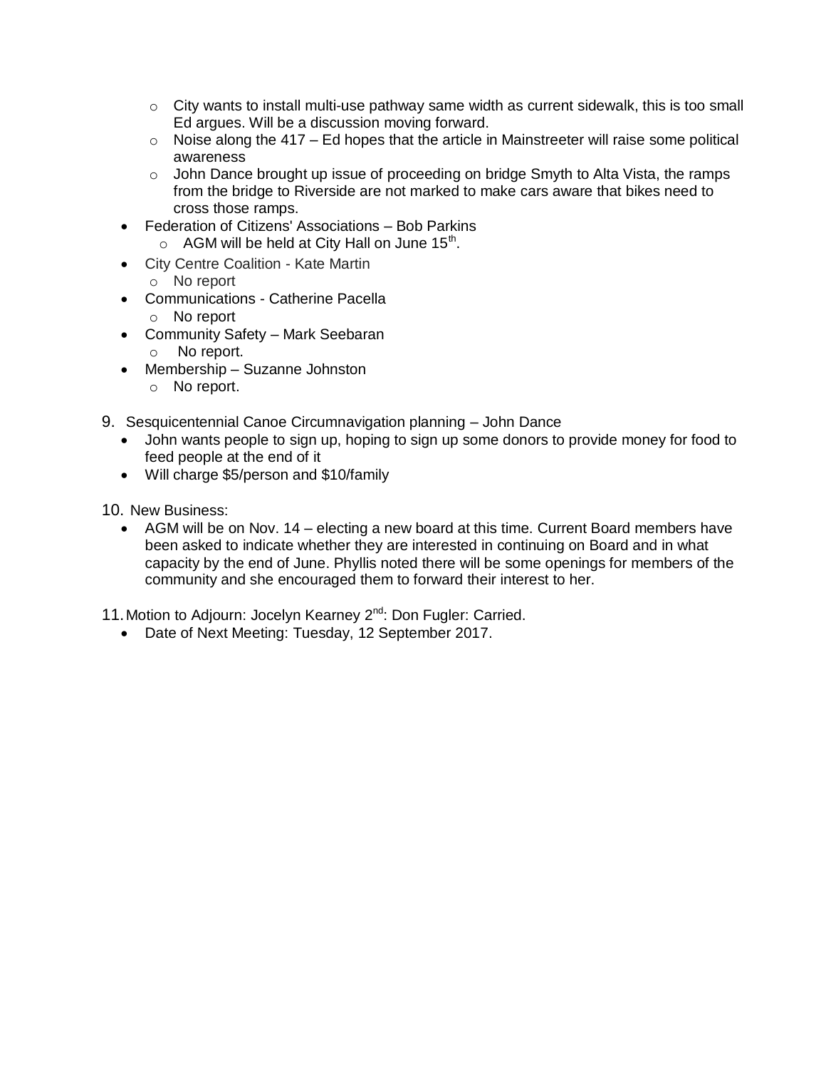- City wants to install multi-use pathway same width as current sidewalk, this is too small Ed argues. Will be a discussion moving forward.
  - Noise along the 417 – Ed hopes that the article in Mainstreeter will raise some political awareness
  - John Dance brought up issue of proceeding on bridge Smyth to Alta Vista, the ramps from the bridge to Riverside are not marked to make cars aware that bikes need to cross those ramps.
- Federation of Citizens' Associations – Bob Parkins
  - AGM will be held at City Hall on June 15th.
- City Centre Coalition - Kate Martin
  - No report
- Communications - Catherine Pacella
  - No report
- Community Safety – Mark Seebaran
  - No report.
- Membership – Suzanne Johnston
  - No report.

9. Sesquicentennial Canoe Circumnavigation planning – John Dance
   - John wants people to sign up, hoping to sign up some donors to provide money for food to feed people at the end of it
   - Will charge $5/person and $10/family

10. New Business:
    - AGM will be on Nov. 14 – electing a new board at this time. Current Board members have been asked to indicate whether they are interested in continuing on Board and in what capacity by the end of June. Phyllis noted there will be some openings for members of the community and she encouraged them to forward their interest to her.

11. Motion to Adjourn: Jocelyn Kearney 2nd: Don Fugler: Carried.
    - Date of Next Meeting: Tuesday, 12 September 2017.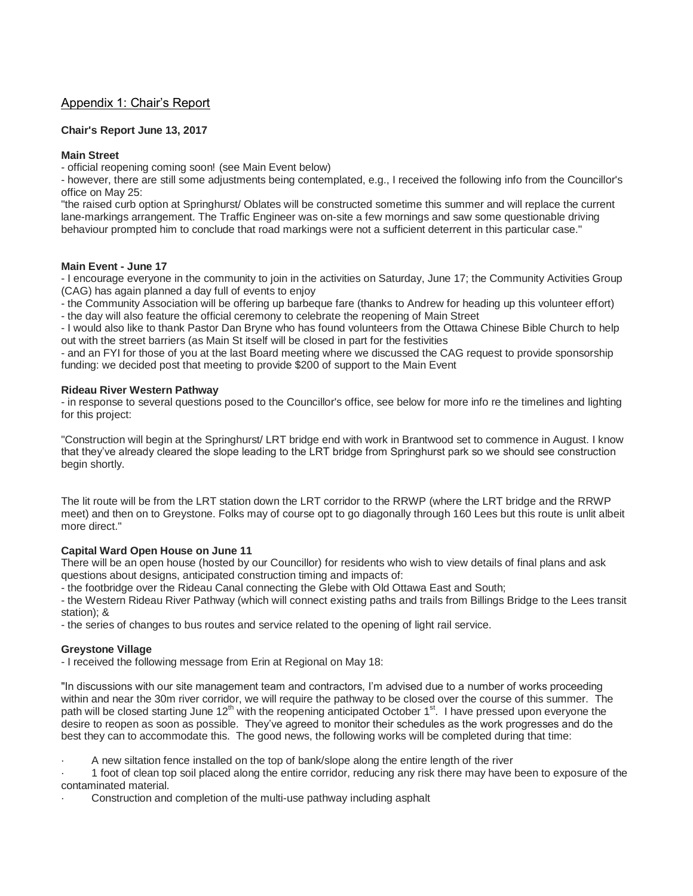## Appendix 1: Chair's Report

**Chair's Report June 13, 2017**

**Main Street**

- official reopening coming soon! (see Main Event below)
- however, there are still some adjustments being contemplated, e.g., I received the following info from the Councillor's office on May 25:

"the raised curb option at Springhurst/ Oblates will be constructed sometime this summer and will replace the current lane-markings arrangement. The Traffic Engineer was on-site a few mornings and saw some questionable driving behaviour prompted him to conclude that road markings were not a sufficient deterrent in this particular case."

**Main Event - June 17**

- I encourage everyone in the community to join in the activities on Saturday, June 17; the Community Activities Group (CAG) has again planned a day full of events to enjoy
- the Community Association will be offering up barbeque fare (thanks to Andrew for heading up this volunteer effort)
- the day will also feature the official ceremony to celebrate the reopening of Main Street
- I would also like to thank Pastor Dan Bryne who has found volunteers from the Ottawa Chinese Bible Church to help out with the street barriers (as Main St itself will be closed in part for the festivities
- and an FYI for those of you at the last Board meeting where we discussed the CAG request to provide sponsorship funding: we decided post that meeting to provide $200 of support to the Main Event

**Rideau River Western Pathway**

- in response to several questions posed to the Councillor's office, see below for more info re the timelines and lighting for this project:

"Construction will begin at the Springhurst/ LRT bridge end with work in Brantwood set to commence in August. I know that they've already cleared the slope leading to the LRT bridge from Springhurst park so we should see construction begin shortly.

The lit route will be from the LRT station down the LRT corridor to the RRWP (where the LRT bridge and the RRWP meet) and then on to Greystone. Folks may of course opt to go diagonally through 160 Lees but this route is unlit albeit more direct."

**Capital Ward Open House on June 11**

There will be an open house (hosted by our Councillor) for residents who wish to view details of final plans and ask questions about designs, anticipated construction timing and impacts of:

- the footbridge over the Rideau Canal connecting the Glebe with Old Ottawa East and South;
- the Western Rideau River Pathway (which will connect existing paths and trails from Billings Bridge to the Lees transit station); &
- the series of changes to bus routes and service related to the opening of light rail service.

**Greystone Village**

- I received the following message from Erin at Regional on May 18:

"In discussions with our site management team and contractors, I'm advised due to a number of works proceeding within and near the 30m river corridor, we will require the pathway to be closed over the course of this summer. The path will be closed starting June 12th with the reopening anticipated October 1st. I have pressed upon everyone the desire to reopen as soon as possible. They've agreed to monitor their schedules as the work progresses and do the best they can to accommodate this. The good news, the following works will be completed during that time:

- A new siltation fence installed on the top of bank/slope along the entire length of the river
- 1 foot of clean top soil placed along the entire corridor, reducing any risk there may have been to exposure of the contaminated material.
- Construction and completion of the multi-use pathway including asphalt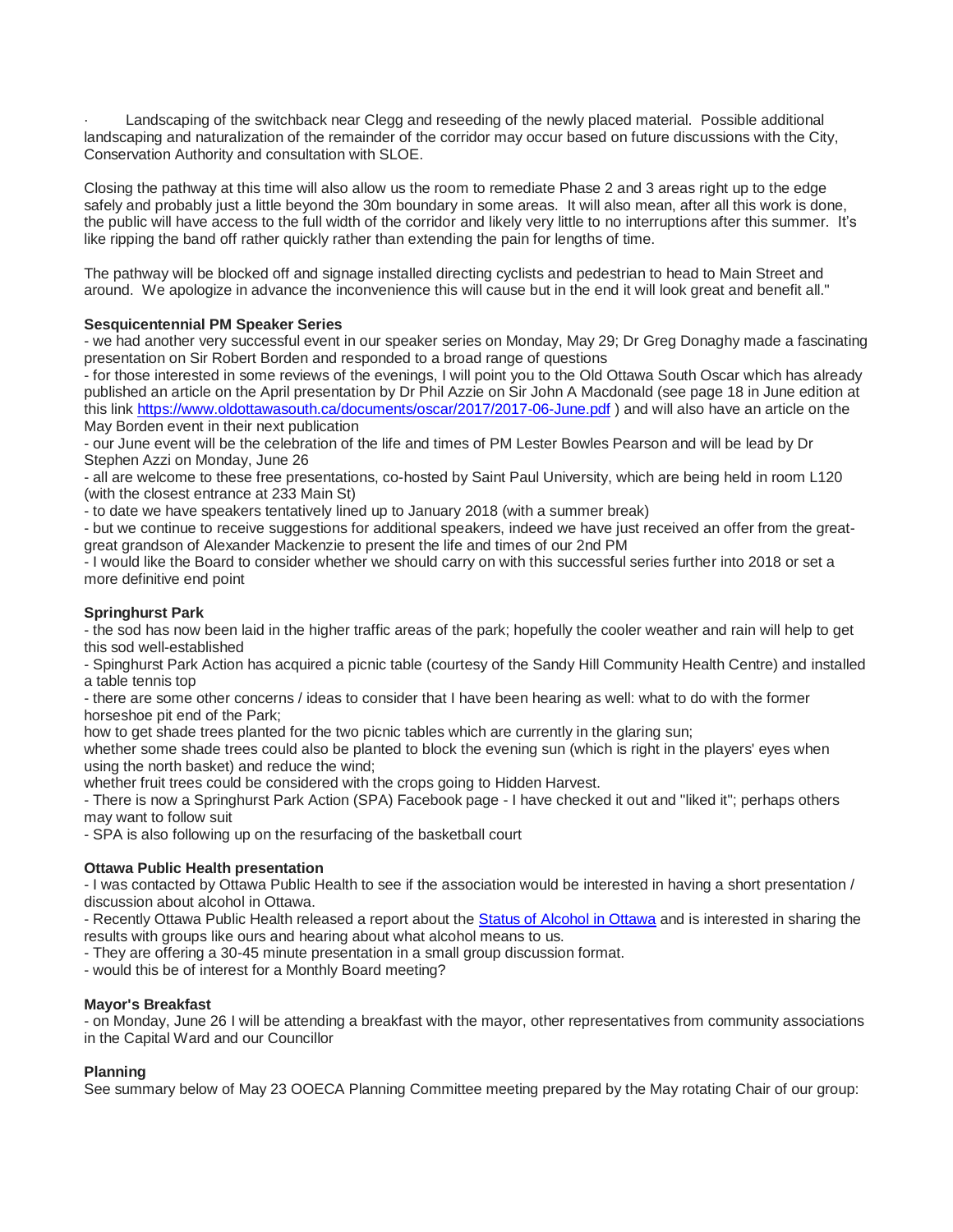· Landscaping of the switchback near Clegg and reseeding of the newly placed material. Possible additional landscaping and naturalization of the remainder of the corridor may occur based on future discussions with the City, Conservation Authority and consultation with SLOE.

Closing the pathway at this time will also allow us the room to remediate Phase 2 and 3 areas right up to the edge safely and probably just a little beyond the 30m boundary in some areas. It will also mean, after all this work is done, the public will have access to the full width of the corridor and likely very little to no interruptions after this summer. It's like ripping the band off rather quickly rather than extending the pain for lengths of time.

The pathway will be blocked off and signage installed directing cyclists and pedestrian to head to Main Street and around. We apologize in advance the inconvenience this will cause but in the end it will look great and benefit all."

**Sesquicentennial PM Speaker Series**

- we had another very successful event in our speaker series on Monday, May 29; Dr Greg Donaghy made a fascinating presentation on Sir Robert Borden and responded to a broad range of questions
- for those interested in some reviews of the evenings, I will point you to the Old Ottawa South Oscar which has already published an article on the April presentation by Dr Phil Azzie on Sir John A Macdonald (see page 18 in June edition at this link https://www.oldottawasouth.ca/documents/oscar/2017/2017-06-June.pdf ) and will also have an article on the May Borden event in their next publication
- our June event will be the celebration of the life and times of PM Lester Bowles Pearson and will be lead by Dr Stephen Azzi on Monday, June 26
- all are welcome to these free presentations, co-hosted by Saint Paul University, which are being held in room L120 (with the closest entrance at 233 Main St)
- to date we have speakers tentatively lined up to January 2018 (with a summer break)
- but we continue to receive suggestions for additional speakers, indeed we have just received an offer from the great-great grandson of Alexander Mackenzie to present the life and times of our 2nd PM
- I would like the Board to consider whether we should carry on with this successful series further into 2018 or set a more definitive end point

**Springhurst Park**

- the sod has now been laid in the higher traffic areas of the park; hopefully the cooler weather and rain will help to get this sod well-established
- Spinghurst Park Action has acquired a picnic table (courtesy of the Sandy Hill Community Health Centre) and installed a table tennis top
- there are some other concerns / ideas to consider that I have been hearing as well: what to do with the former horseshoe pit end of the Park;
how to get shade trees planted for the two picnic tables which are currently in the glaring sun;
whether some shade trees could also be planted to block the evening sun (which is right in the players' eyes when using the north basket) and reduce the wind;
whether fruit trees could be considered with the crops going to Hidden Harvest.
- There is now a Springhurst Park Action (SPA) Facebook page - I have checked it out and "liked it"; perhaps others may want to follow suit
- SPA is also following up on the resurfacing of the basketball court

**Ottawa Public Health presentation**

- I was contacted by Ottawa Public Health to see if the association would be interested in having a short presentation / discussion about alcohol in Ottawa.
- Recently Ottawa Public Health released a report about the Status of Alcohol in Ottawa and is interested in sharing the results with groups like ours and hearing about what alcohol means to us.
- They are offering a 30-45 minute presentation in a small group discussion format.
- would this be of interest for a Monthly Board meeting?

**Mayor's Breakfast**

- on Monday, June 26 I will be attending a breakfast with the mayor, other representatives from community associations in the Capital Ward and our Councillor

**Planning**

See summary below of May 23 OOECA Planning Committee meeting prepared by the May rotating Chair of our group: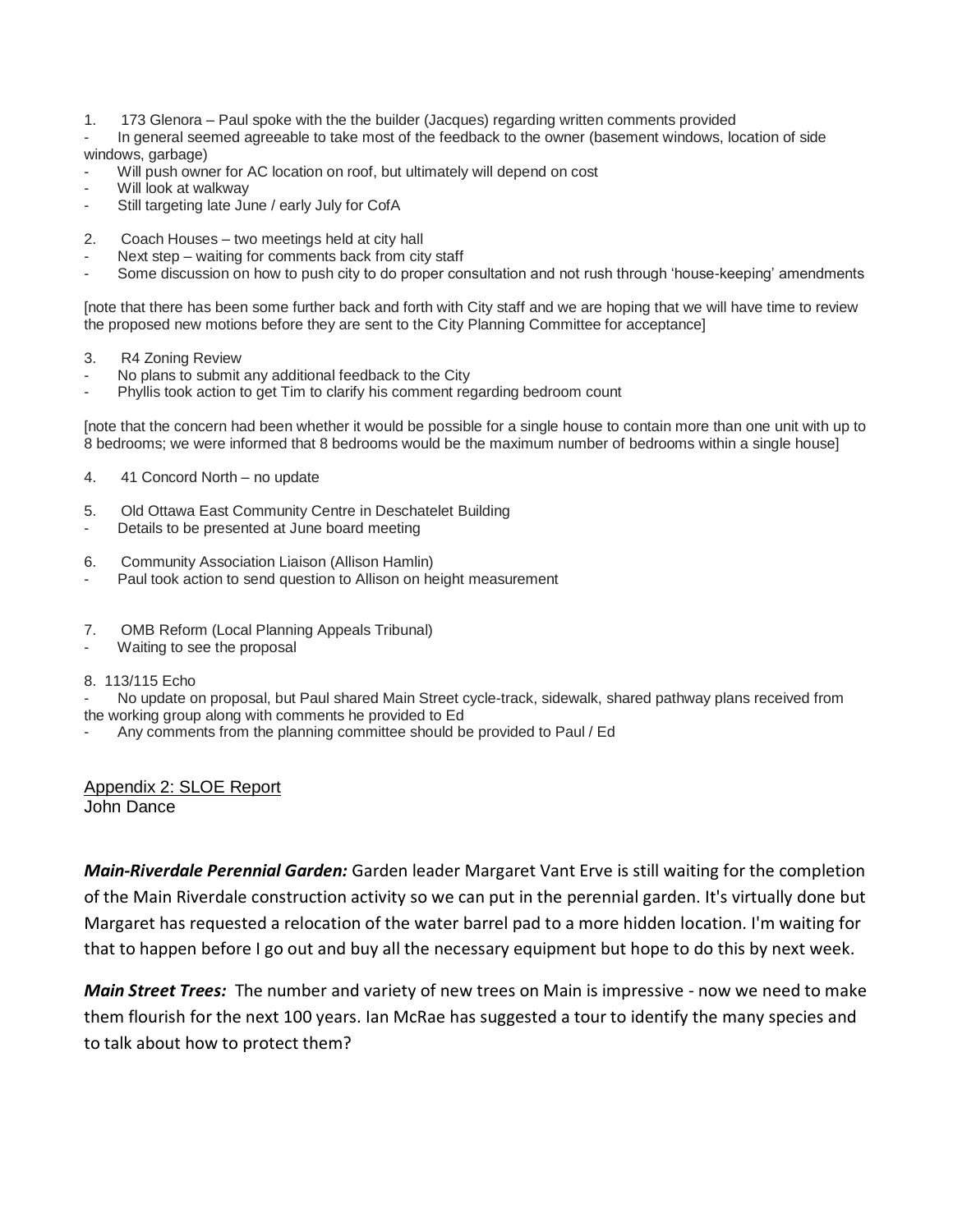1. 173 Glenora – Paul spoke with the the builder (Jacques) regarding written comments provided

- In general seemed agreeable to take most of the feedback to the owner (basement windows, location of side windows, garbage)
- Will push owner for AC location on roof, but ultimately will depend on cost
- Will look at walkway
- Still targeting late June / early July for CofA

2. Coach Houses – two meetings held at city hall

- Next step – waiting for comments back from city staff
- Some discussion on how to push city to do proper consultation and not rush through 'house-keeping' amendments

[note that there has been some further back and forth with City staff and we are hoping that we will have time to review the proposed new motions before they are sent to the City Planning Committee for acceptance]

3. R4 Zoning Review

- No plans to submit any additional feedback to the City
- Phyllis took action to get Tim to clarify his comment regarding bedroom count

[note that the concern had been whether it would be possible for a single house to contain more than one unit with up to 8 bedrooms; we were informed that 8 bedrooms would be the maximum number of bedrooms within a single house]

4. 41 Concord North – no update

5. Old Ottawa East Community Centre in Deschatelet Building

- Details to be presented at June board meeting

6. Community Association Liaison (Allison Hamlin)

- Paul took action to send question to Allison on height measurement

7. OMB Reform (Local Planning Appeals Tribunal)

- Waiting to see the proposal

8. 113/115 Echo

- No update on proposal, but Paul shared Main Street cycle-track, sidewalk, shared pathway plans received from the working group along with comments he provided to Ed
- Any comments from the planning committee should be provided to Paul / Ed

## Appendix 2: SLOE Report

John Dance

***Main-Riverdale Perennial Garden:*** Garden leader Margaret Vant Erve is still waiting for the completion of the Main Riverdale construction activity so we can put in the perennial garden. It's virtually done but Margaret has requested a relocation of the water barrel pad to a more hidden location. I'm waiting for that to happen before I go out and buy all the necessary equipment but hope to do this by next week.

***Main Street Trees:*** The number and variety of new trees on Main is impressive - now we need to make them flourish for the next 100 years. Ian McRae has suggested a tour to identify the many species and to talk about how to protect them?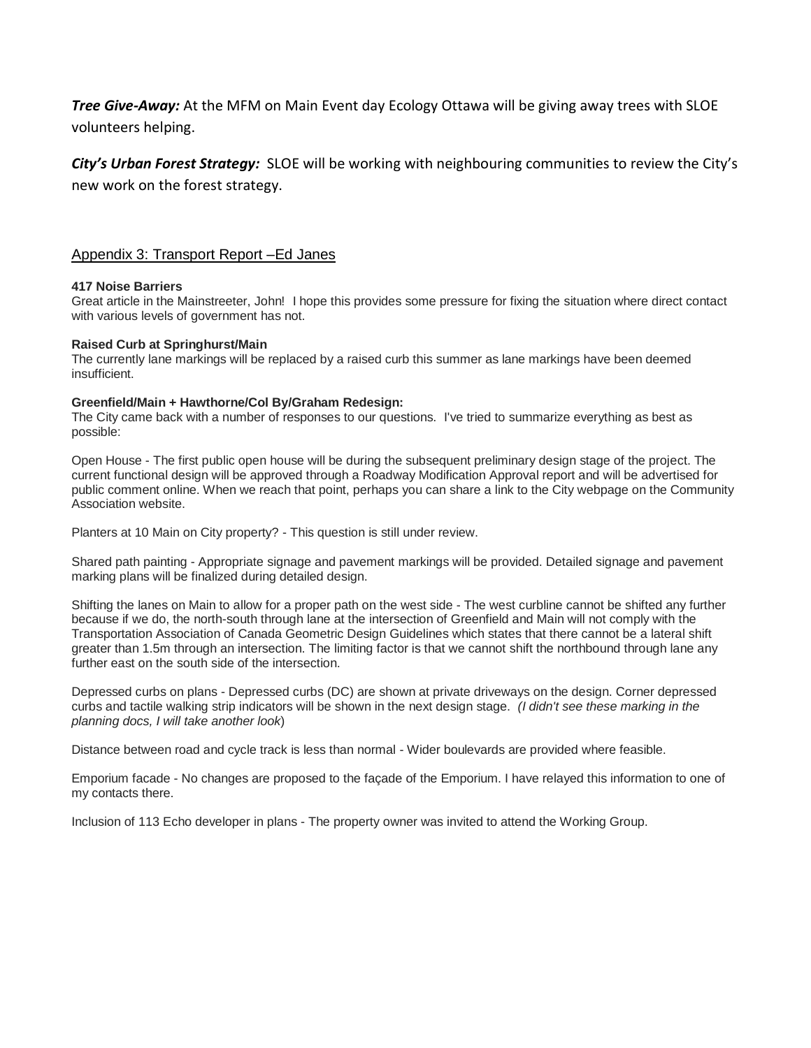***Tree Give-Away:*** At the MFM on Main Event day Ecology Ottawa will be giving away trees with SLOE volunteers helping.

***City's Urban Forest Strategy:*** SLOE will be working with neighbouring communities to review the City's new work on the forest strategy.

## Appendix 3: Transport Report –Ed Janes

**417 Noise Barriers**

Great article in the Mainstreeter, John! I hope this provides some pressure for fixing the situation where direct contact with various levels of government has not.

**Raised Curb at Springhurst/Main**

The currently lane markings will be replaced by a raised curb this summer as lane markings have been deemed insufficient.

**Greenfield/Main + Hawthorne/Col By/Graham Redesign:**

The City came back with a number of responses to our questions. I've tried to summarize everything as best as possible:

Open House - The first public open house will be during the subsequent preliminary design stage of the project. The current functional design will be approved through a Roadway Modification Approval report and will be advertised for public comment online. When we reach that point, perhaps you can share a link to the City webpage on the Community Association website.

Planters at 10 Main on City property? - This question is still under review.

Shared path painting - Appropriate signage and pavement markings will be provided. Detailed signage and pavement marking plans will be finalized during detailed design.

Shifting the lanes on Main to allow for a proper path on the west side - The west curbline cannot be shifted any further because if we do, the north-south through lane at the intersection of Greenfield and Main will not comply with the Transportation Association of Canada Geometric Design Guidelines which states that there cannot be a lateral shift greater than 1.5m through an intersection. The limiting factor is that we cannot shift the northbound through lane any further east on the south side of the intersection.

Depressed curbs on plans - Depressed curbs (DC) are shown at private driveways on the design. Corner depressed curbs and tactile walking strip indicators will be shown in the next design stage. *(I didn't see these marking in the planning docs, I will take another look*)

Distance between road and cycle track is less than normal - Wider boulevards are provided where feasible.

Emporium facade - No changes are proposed to the façade of the Emporium. I have relayed this information to one of my contacts there.

Inclusion of 113 Echo developer in plans - The property owner was invited to attend the Working Group.